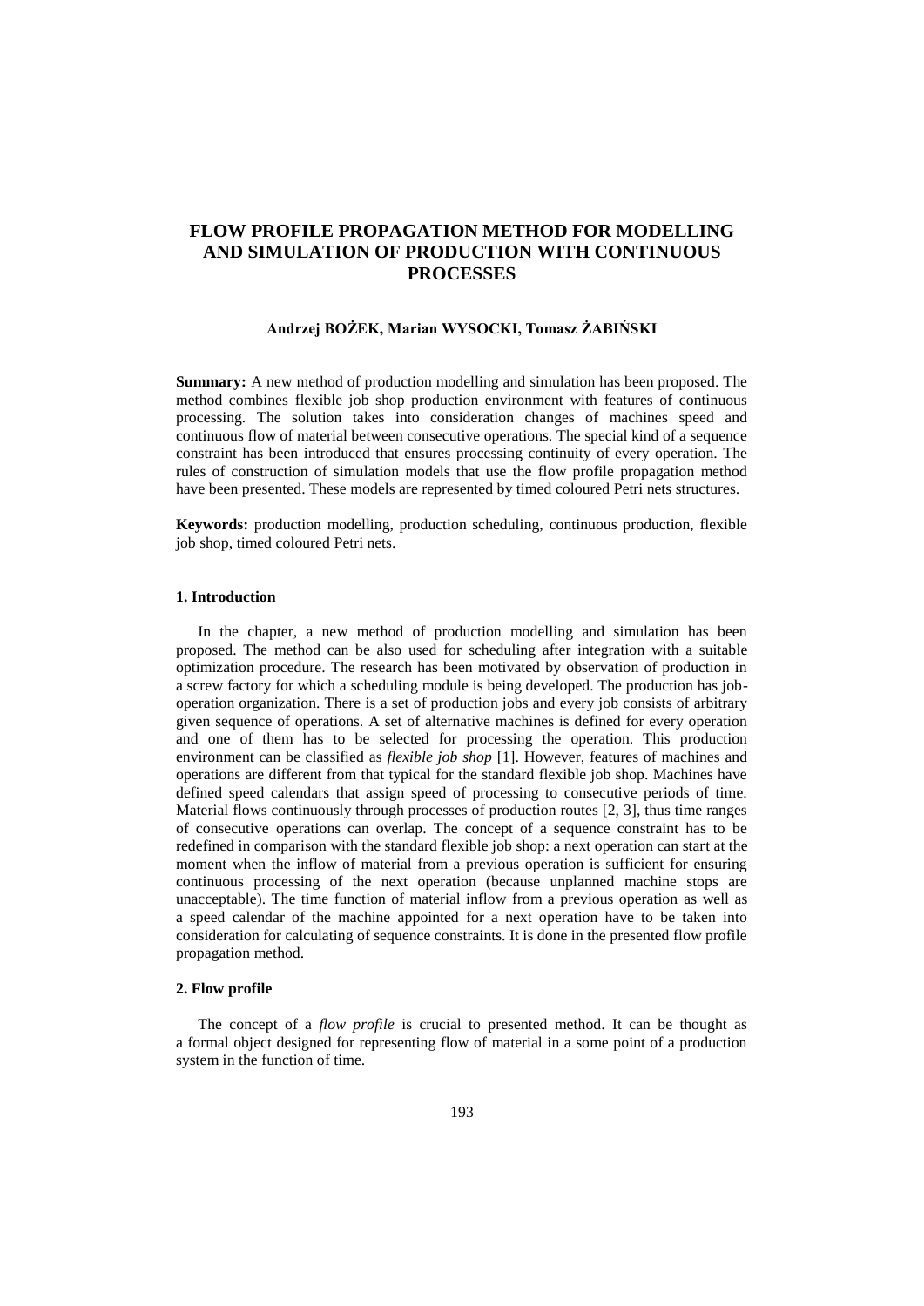# FLOW PROFILE PROPAGATION METHOD FOR MODELLING AND SIMULATION OF PRODUCTION WITH CONTINUOUS PROCESSES

**Andrzej BOŻEK, Marian WYSOCKI, Tomasz ŻABIŃSKI**

**Summary:** A new method of production modelling and simulation has been proposed. The method combines flexible job shop production environment with features of continuous processing. The solution takes into consideration changes of machines speed and continuous flow of material between consecutive operations. The special kind of a sequence constraint has been introduced that ensures processing continuity of every operation. The rules of construction of simulation models that use the flow profile propagation method have been presented. These models are represented by timed coloured Petri nets structures.

**Keywords:** production modelling, production scheduling, continuous production, flexible job shop, timed coloured Petri nets.

## 1. Introduction

In the chapter, a new method of production modelling and simulation has been proposed. The method can be also used for scheduling after integration with a suitable optimization procedure. The research has been motivated by observation of production in a screw factory for which a scheduling module is being developed. The production has job-operation organization. There is a set of production jobs and every job consists of arbitrary given sequence of operations. A set of alternative machines is defined for every operation and one of them has to be selected for processing the operation. This production environment can be classified as *flexible job shop* [1]. However, features of machines and operations are different from that typical for the standard flexible job shop. Machines have defined speed calendars that assign speed of processing to consecutive periods of time. Material flows continuously through processes of production routes [2, 3], thus time ranges of consecutive operations can overlap. The concept of a sequence constraint has to be redefined in comparison with the standard flexible job shop: a next operation can start at the moment when the inflow of material from a previous operation is sufficient for ensuring continuous processing of the next operation (because unplanned machine stops are unacceptable). The time function of material inflow from a previous operation as well as a speed calendar of the machine appointed for a next operation have to be taken into consideration for calculating of sequence constraints. It is done in the presented flow profile propagation method.

## 2. Flow profile

The concept of a *flow profile* is crucial to presented method. It can be thought as a formal object designed for representing flow of material in a some point of a production system in the function of time.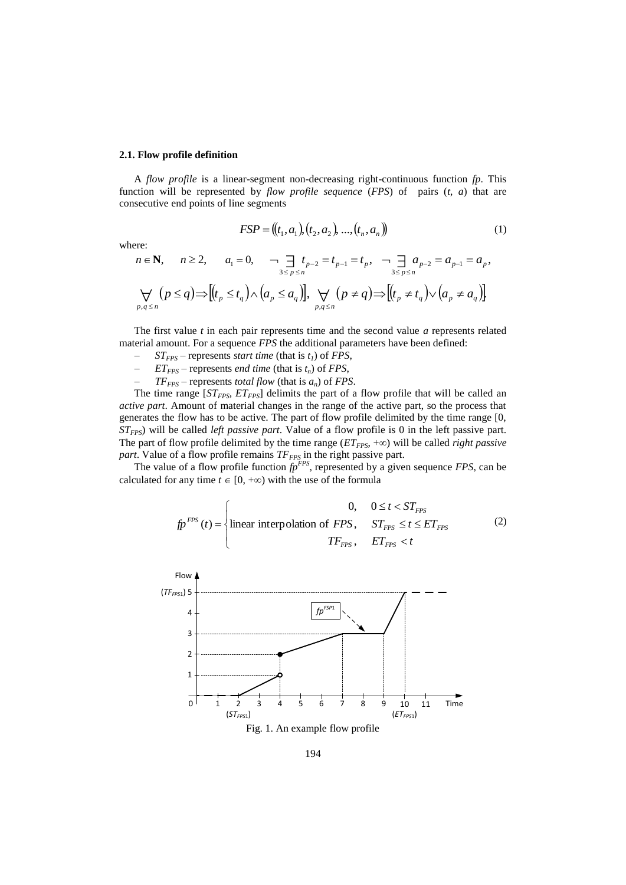### 2.1. Flow profile definition

A *flow profile* is a linear-segment non-decreasing right-continuous function *fp*. This function will be represented by *flow profile sequence* (*FPS*) of pairs (*t*, *a*) that are consecutive end points of line segments

$$FSP = ((t_1, a_1), (t_2, a_2), ..., (t_n, a_n)) \tag{1}$$

where:

$$n \in \mathbf{N}, \quad n \geq 2, \quad a_1 = 0, \quad \neg \underset{3 \leq p \leq n}{\exists} t_{p-2} = t_{p-1} = t_p, \quad \neg \underset{3 \leq p \leq n}{\exists} a_{p-2} = a_{p-1} = a_p,$$

$$\underset{p,q \leq n}{\forall} (p \leq q) \Rightarrow [(t_p \leq t_q) \wedge (a_p \leq a_q)], \quad \underset{p,q \leq n}{\forall} (p \neq q) \Rightarrow [(t_p \neq t_q) \vee (a_p \neq a_q)].$$

The first value *t* in each pair represents time and the second value *a* represents related material amount. For a sequence *FPS* the additional parameters have been defined:

- $ST_{FPS}$ – represents *start time* (that is $t_1$) of *FPS*,
- $ET_{FPS}$ – represents *end time* (that is $t_n$) of *FPS*,
- $TF_{FPS}$ – represents *total flow* (that is $a_n$) of *FPS*.

The time range $[ST_{FPS}, ET_{FPS}]$ delimits the part of a flow profile that will be called an *active part*. Amount of material changes in the range of the active part, so the process that generates the flow has to be active. The part of flow profile delimited by the time range $[0, ST_{FPS})$ will be called *left passive part*. Value of a flow profile is 0 in the left passive part. The part of flow profile delimited by the time range $(ET_{FPS}, +\infty)$ will be called *right passive part*. Value of a flow profile remains $TF_{FPS}$ in the right passive part.

The value of a flow profile function $fp^{FPS}$, represented by a given sequence *FPS*, can be calculated for any time $t \in [0, +\infty)$ with the use of the formula

$$fp^{FPS}(t) = \begin{cases} 0, & 0 \leq t < ST_{FPS} \\ \text{linear interpolation of } FPS, & ST_{FPS} \leq t \leq ET_{FPS} \\ TF_{FPS}, & ET_{FPS} < t \end{cases} \tag{2}$$

Flow
($TF_{FPS1}$) 5
4
3
2
1
0 1 2 3 4 5 6 7 8 9 10 11 Time
($ST_{FPS1}$)
($ET_{FPS1}$)
$fp^{FSP1}$

Fig. 1. An example flow profile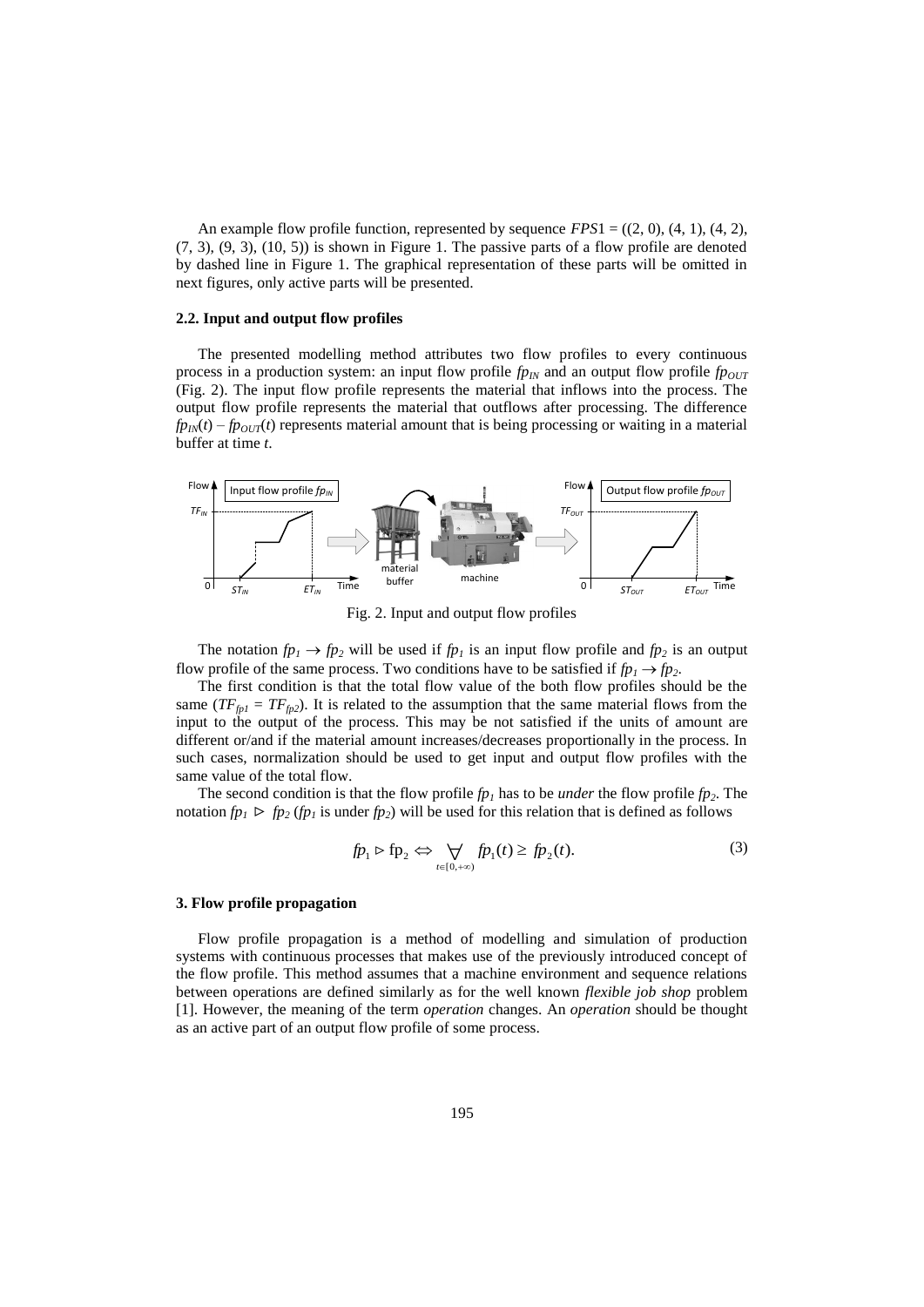An example flow profile function, represented by sequence $FPS1 = ((2, 0), (4, 1), (4, 2), (7, 3), (9, 3), (10, 5))$ is shown in Figure 1. The passive parts of a flow profile are denoted by dashed line in Figure 1. The graphical representation of these parts will be omitted in next figures, only active parts will be presented.

### 2.2. Input and output flow profiles

The presented modelling method attributes two flow profiles to every continuous process in a production system: an input flow profile $fp_{IN}$ and an output flow profile $fp_{OUT}$ (Fig. 2). The input flow profile represents the material that inflows into the process. The output flow profile represents the material that outflows after processing. The difference $fp_{IN}(t) - fp_{OUT}(t)$ represents material amount that is being processing or waiting in a material buffer at time $t$.

Flow
Input flow profile $fp_{IN}$
$TF_{IN}$
0
$ST_{IN}$
$ET_{IN}$
Time
material buffer
machine
Flow
Output flow profile $fp_{OUT}$
$TF_{OUT}$
0
$ST_{OUT}$
$ET_{OUT}$
Time

Fig. 2. Input and output flow profiles

The notation $fp_1 \rightarrow fp_2$ will be used if $fp_1$ is an input flow profile and $fp_2$ is an output flow profile of the same process. Two conditions have to be satisfied if $fp_1 \rightarrow fp_2$.

The first condition is that the total flow value of the both flow profiles should be the same ($TF_{fp1} = TF_{fp2}$). It is related to the assumption that the same material flows from the input to the output of the process. This may be not satisfied if the units of amount are different or/and if the material amount increases/decreases proportionally in the process. In such cases, normalization should be used to get input and output flow profiles with the same value of the total flow.

The second condition is that the flow profile $fp_1$ has to be *under* the flow profile $fp_2$. The notation $fp_1 \vartriangleright fp_2$ ($fp_1$ is under $fp_2$) will be used for this relation that is defined as follows

$$fp_1 \vartriangleright \mathrm{fp}_2 \Leftrightarrow \underset{t \in [0, +\infty)}{\forall} fp_1(t) \geq fp_2(t). \tag{3}$$

### 3. Flow profile propagation

Flow profile propagation is a method of modelling and simulation of production systems with continuous processes that makes use of the previously introduced concept of the flow profile. This method assumes that a machine environment and sequence relations between operations are defined similarly as for the well known *flexible job shop* problem [1]. However, the meaning of the term *operation* changes. An *operation* should be thought as an active part of an output flow profile of some process.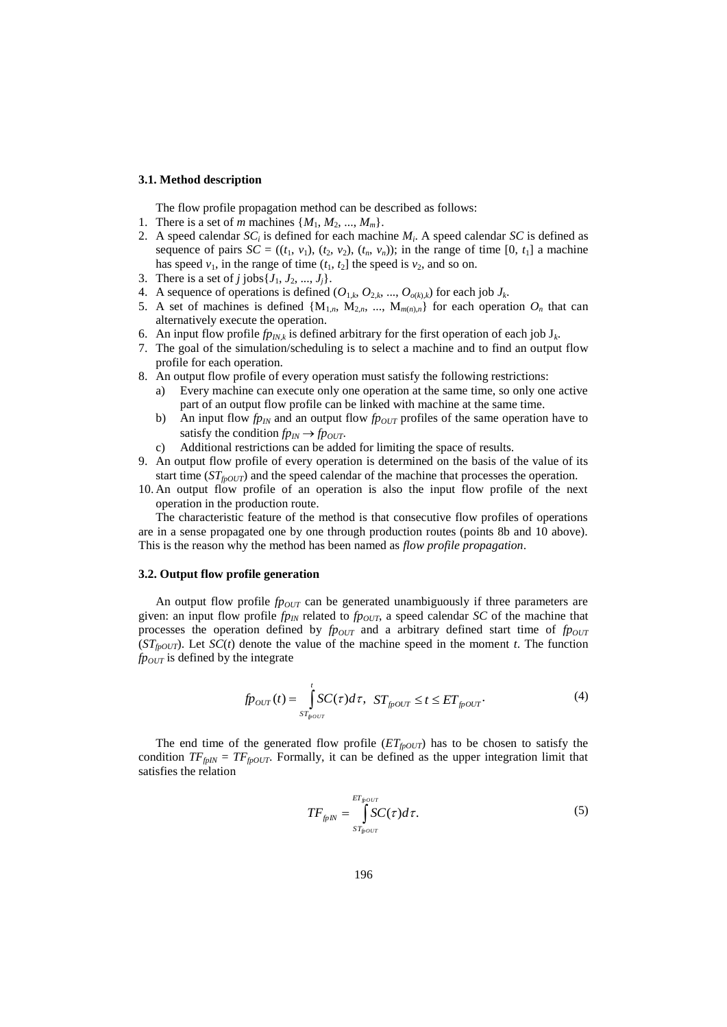### 3.1. Method description

The flow profile propagation method can be described as follows:

1. There is a set of $m$ machines $\{M_1, M_2, ..., M_m\}$.
2. A speed calendar $SC_i$ is defined for each machine $M_i$. A speed calendar $SC$ is defined as sequence of pairs $SC = ((t_1, v_1), (t_2, v_2), (t_n, v_n))$; in the range of time $[0, t_1]$ a machine has speed $v_1$, in the range of time $(t_1, t_2]$ the speed is $v_2$, and so on.
3. There is a set of $j$ jobs$\{J_1, J_2, ..., J_j\}$.
4. A sequence of operations is defined $(O_{1,k}, O_{2,k}, ..., O_{o(k),k})$ for each job $J_k$.
5. A set of machines is defined $\{\mathrm{M}_{1,n}, \mathrm{M}_{2,n}, ..., \mathrm{M}_{m(n),n}\}$ for each operation $O_n$ that can alternatively execute the operation.
6. An input flow profile $fp_{IN,k}$ is defined arbitrary for the first operation of each job $\mathrm{J}_k$.
7. The goal of the simulation/scheduling is to select a machine and to find an output flow profile for each operation.
8. An output flow profile of every operation must satisfy the following restrictions:
   a) Every machine can execute only one operation at the same time, so only one active part of an output flow profile can be linked with machine at the same time.
   b) An input flow $fp_{IN}$ and an output flow $fp_{OUT}$ profiles of the same operation have to satisfy the condition $fp_{IN} \rightarrow fp_{OUT}$.
   c) Additional restrictions can be added for limiting the space of results.
9. An output flow profile of every operation is determined on the basis of the value of its start time ($ST_{fpOUT}$) and the speed calendar of the machine that processes the operation.
10. An output flow profile of an operation is also the input flow profile of the next operation in the production route.

The characteristic feature of the method is that consecutive flow profiles of operations are in a sense propagated one by one through production routes (points 8b and 10 above). This is the reason why the method has been named as *flow profile propagation*.

### 3.2. Output flow profile generation

An output flow profile $fp_{OUT}$ can be generated unambiguously if three parameters are given: an input flow profile $fp_{IN}$ related to $fp_{OUT}$, a speed calendar $SC$ of the machine that processes the operation defined by $fp_{OUT}$ and a arbitrary defined start time of $fp_{OUT}$ ($ST_{fpOUT}$). Let $SC(t)$ denote the value of the machine speed in the moment $t$. The function $fp_{OUT}$ is defined by the integrate

$$fp_{OUT}(t) = \int_{ST_{fpOUT}}^{t} SC(\tau)d\tau, \;\; ST_{fpOUT} \le t \le ET_{fpOUT}. \tag{4}$$

The end time of the generated flow profile ($ET_{fpOUT}$) has to be chosen to satisfy the condition $TF_{fpIN} = TF_{fpOUT}$. Formally, it can be defined as the upper integration limit that satisfies the relation

$$TF_{fpIN} = \int_{ST_{fpOUT}}^{ET_{fpOUT}} SC(\tau)d\tau. \tag{5}$$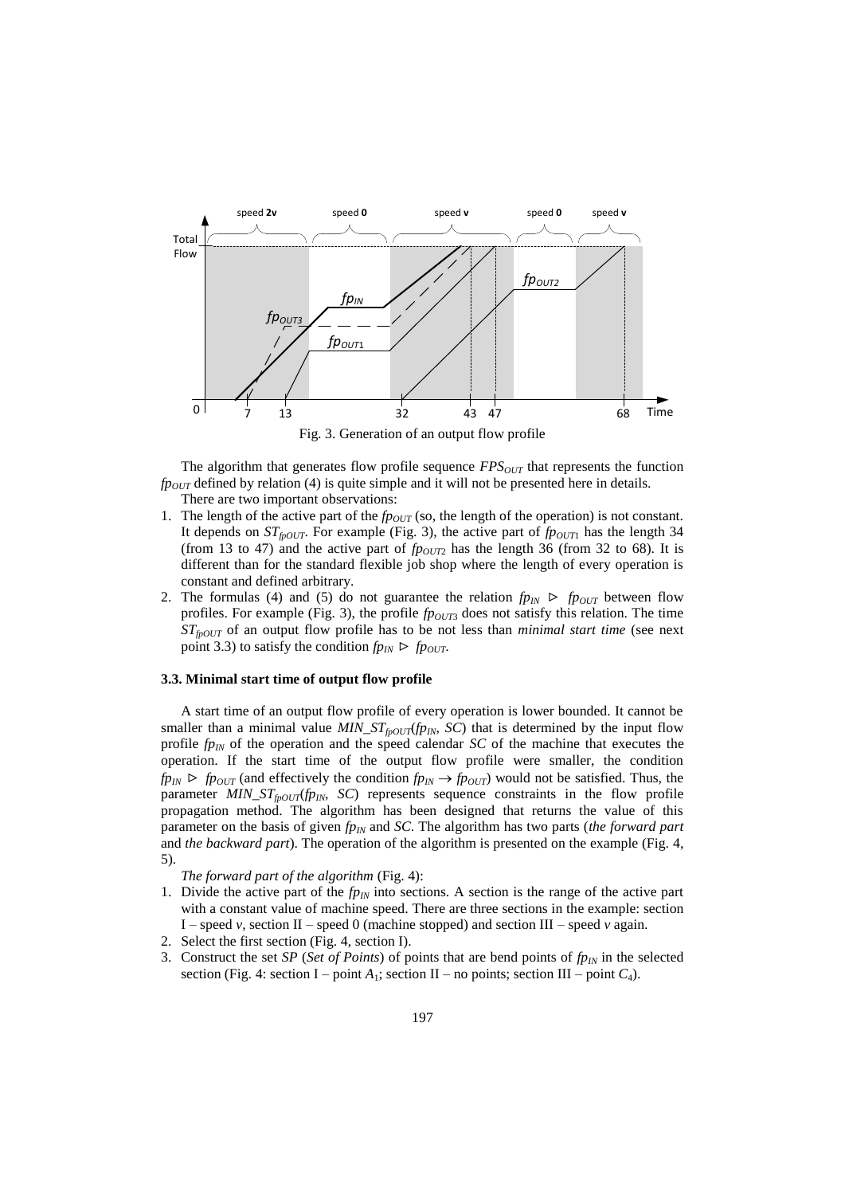speed **2v** speed **0** speed **v** speed **0** speed **v**

Total Flow

$fp_{IN}$

$fp_{OUT3}$

$fp_{OUT1}$

$fp_{OUT2}$

0 7 13 32 43 47 68 Time

Fig. 3. Generation of an output flow profile

The algorithm that generates flow profile sequence $FPS_{OUT}$ that represents the function $fp_{OUT}$ defined by relation (4) is quite simple and it will not be presented here in details.

There are two important observations:

1. The length of the active part of the $fp_{OUT}$ (so, the length of the operation) is not constant. It depends on $ST_{fpOUT}$. For example (Fig. 3), the active part of $fp_{OUT1}$ has the length 34 (from 13 to 47) and the active part of $fp_{OUT2}$ has the length 36 (from 32 to 68). It is different than for the standard flexible job shop where the length of every operation is constant and defined arbitrary.
2. The formulas (4) and (5) do not guarantee the relation $fp_{IN} \rhd fp_{OUT}$ between flow profiles. For example (Fig. 3), the profile $fp_{OUT3}$ does not satisfy this relation. The time $ST_{fpOUT}$ of an output flow profile has to be not less than *minimal start time* (see next point 3.3) to satisfy the condition $fp_{IN} \rhd fp_{OUT}$.

### 3.3. Minimal start time of output flow profile

A start time of an output flow profile of every operation is lower bounded. It cannot be smaller than a minimal value $MIN\_ST_{fpOUT}(fp_{IN}, SC)$ that is determined by the input flow profile $fp_{IN}$ of the operation and the speed calendar $SC$ of the machine that executes the operation. If the start time of the output flow profile were smaller, the condition $fp_{IN} \rhd fp_{OUT}$ (and effectively the condition $fp_{IN} \rightarrow fp_{OUT}$) would not be satisfied. Thus, the parameter $MIN\_ST_{fpOUT}(fp_{IN}, SC)$ represents sequence constraints in the flow profile propagation method. The algorithm has been designed that returns the value of this parameter on the basis of given $fp_{IN}$ and $SC$. The algorithm has two parts (*the forward part* and *the backward part*). The operation of the algorithm is presented on the example (Fig. 4, 5).

*The forward part of the algorithm* (Fig. 4):

1. Divide the active part of the $fp_{IN}$ into sections. A section is the range of the active part with a constant value of machine speed. There are three sections in the example: section I – speed $v$, section II – speed 0 (machine stopped) and section III – speed $v$ again.
2. Select the first section (Fig. 4, section I).
3. Construct the set $SP$ (*Set of Points*) of points that are bend points of $fp_{IN}$ in the selected section (Fig. 4: section I – point $A_1$; section II – no points; section III – point $C_4$).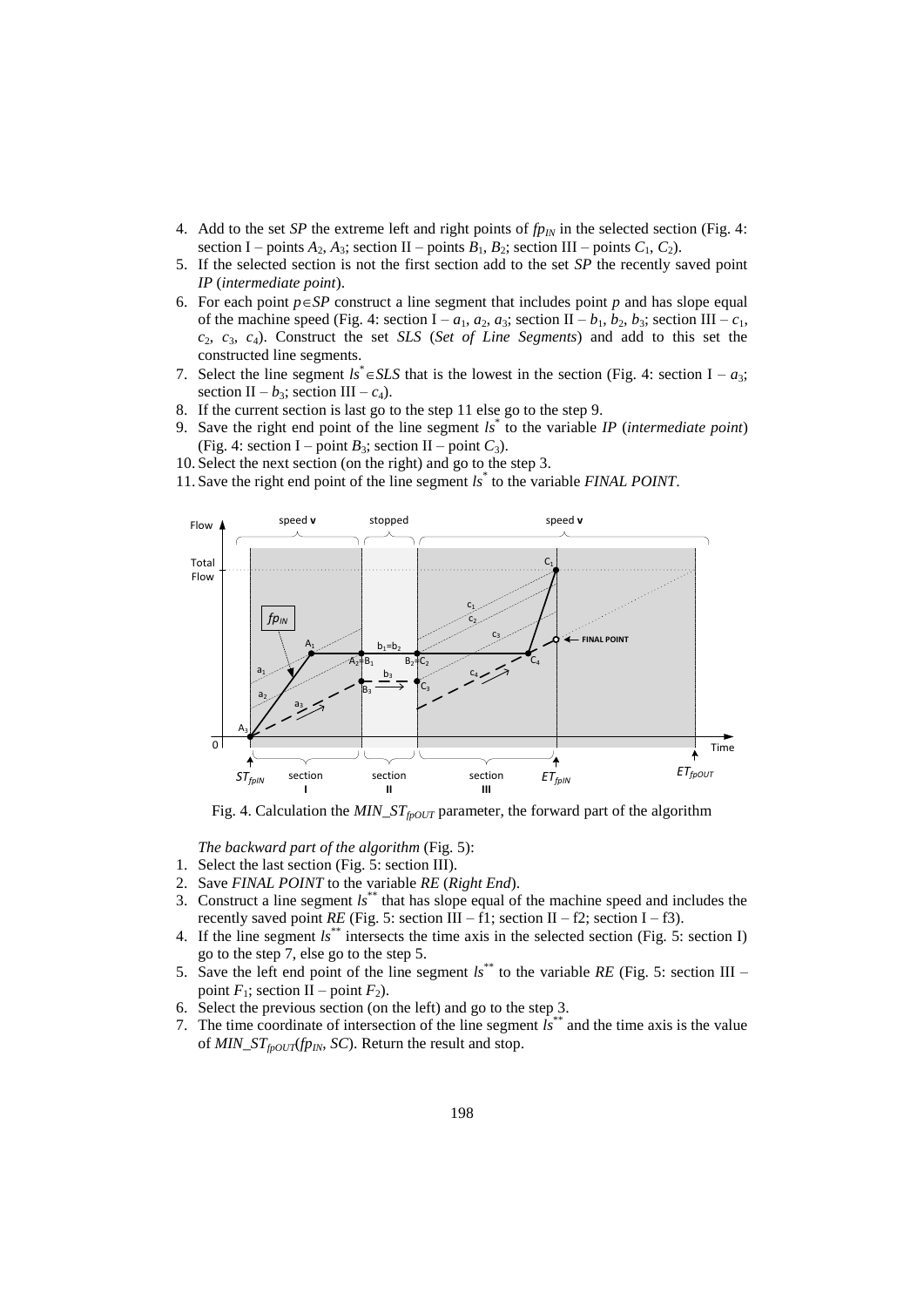4. Add to the set *SP* the extreme left and right points of $fp_{IN}$ in the selected section (Fig. 4: section I – points $A_2$, $A_3$; section II – points $B_1$, $B_2$; section III – points $C_1$, $C_2$).
5. If the selected section is not the first section add to the set *SP* the recently saved point *IP* (*intermediate point*).
6. For each point $p \in SP$ construct a line segment that includes point *p* and has slope equal of the machine speed (Fig. 4: section I – $a_1$, $a_2$, $a_3$; section II – $b_1$, $b_2$, $b_3$; section III – $c_1$, $c_2$, $c_3$, $c_4$). Construct the set *SLS* (*Set of Line Segments*) and add to this set the constructed line segments.
7. Select the line segment $ls^* \in SLS$ that is the lowest in the section (Fig. 4: section I – $a_3$; section II – $b_3$; section III – $c_4$).
8. If the current section is last go to the step 11 else go to the step 9.
9. Save the right end point of the line segment $ls^*$ to the variable *IP* (*intermediate point*) (Fig. 4: section I – point $B_3$; section II – point $C_3$).
10. Select the next section (on the right) and go to the step 3.
11. Save the right end point of the line segment $ls^*$ to the variable *FINAL POINT*.

Flow
speed **v**
stopped
speed **v**
Total Flow
$fp_{IN}$
$A_1$
$a_1$
$a_2$
$a_3$
$A_3$
$A_2$=$B_1$
$b_1$=$b_2$
$b_3$
$B_3$
$B_2$=$C_2$
$C_3$
$C_1$
$c_1$
$c_2$
$c_3$
$c_4$
$C_4$
FINAL POINT
0
Time
$ST_{fpIN}$
section I
section II
section III
$ET_{fpIN}$
$ET_{fpOUT}$

Fig. 4. Calculation the $MIN\_ST_{fpOUT}$ parameter, the forward part of the algorithm

*The backward part of the algorithm* (Fig. 5):

1. Select the last section (Fig. 5: section III).
2. Save *FINAL POINT* to the variable *RE* (*Right End*).
3. Construct a line segment $ls^{**}$ that has slope equal of the machine speed and includes the recently saved point *RE* (Fig. 5: section III – f1; section II – f2; section I – f3).
4. If the line segment $ls^{**}$ intersects the time axis in the selected section (Fig. 5: section I) go to the step 7, else go to the step 5.
5. Save the left end point of the line segment $ls^{**}$ to the variable *RE* (Fig. 5: section III – point $F_1$; section II – point $F_2$).
6. Select the previous section (on the left) and go to the step 3.
7. The time coordinate of intersection of the line segment $ls^{**}$ and the time axis is the value of $MIN\_ST_{fpOUT}(fp_{IN}, SC)$. Return the result and stop.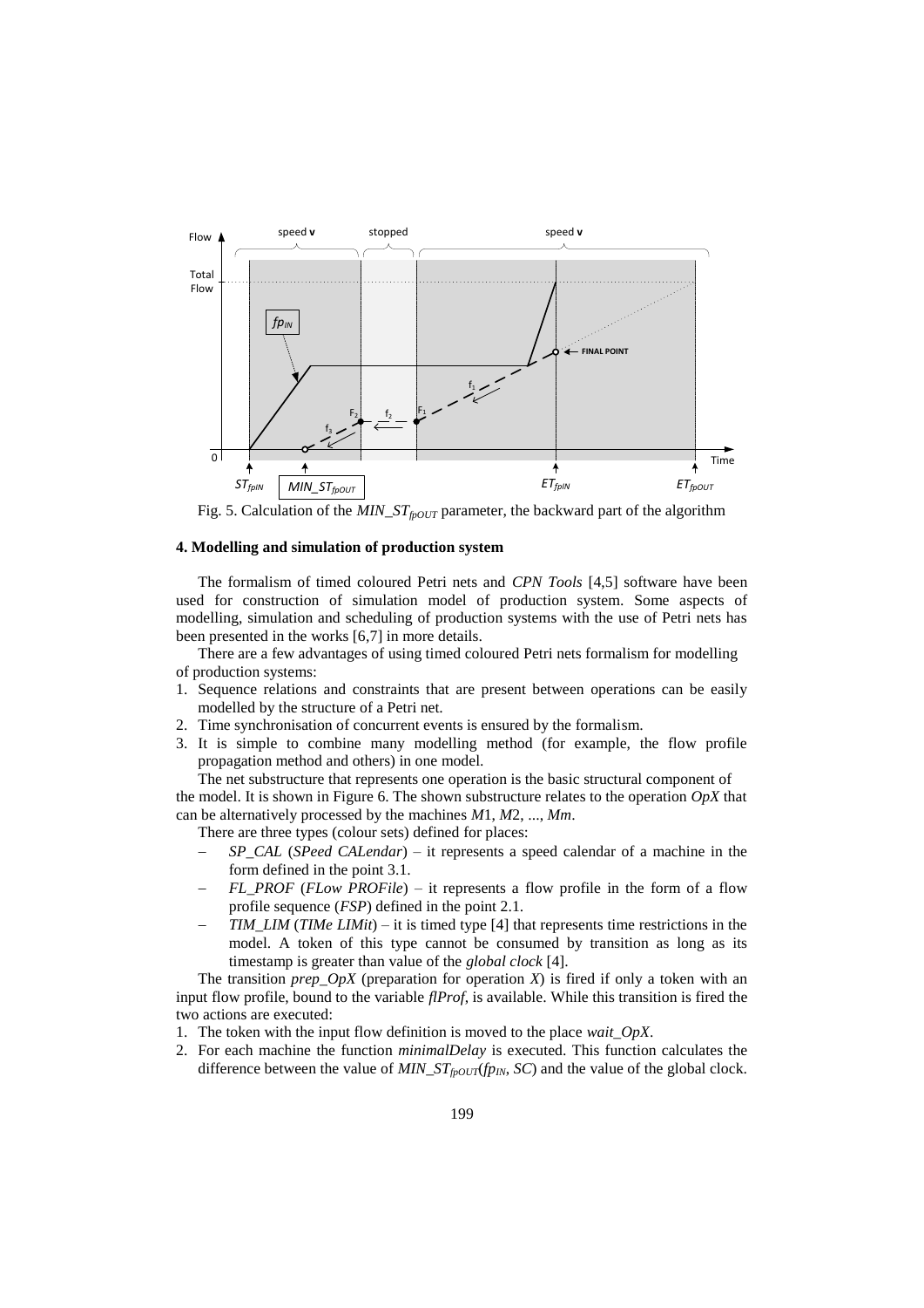Flow

speed **v**

stopped

speed **v**

Total Flow

$fp_{IN}$

FINAL POINT

$f_1$

$F_2$

$f_2$

$F_1$

$f_3$

0

Time

$ST_{fpIN}$

$MIN\_ST_{fpOUT}$

$ET_{fpIN}$

$ET_{fpOUT}$

Fig. 5. Calculation of the $MIN\_ST_{fpOUT}$ parameter, the backward part of the algorithm

## 4. Modelling and simulation of production system

The formalism of timed coloured Petri nets and *CPN Tools* [4,5] software have been used for construction of simulation model of production system. Some aspects of modelling, simulation and scheduling of production systems with the use of Petri nets has been presented in the works [6,7] in more details.

There are a few advantages of using timed coloured Petri nets formalism for modelling of production systems:

1. Sequence relations and constraints that are present between operations can be easily modelled by the structure of a Petri net.
2. Time synchronisation of concurrent events is ensured by the formalism.
3. It is simple to combine many modelling method (for example, the flow profile propagation method and others) in one model.

The net substructure that represents one operation is the basic structural component of the model. It is shown in Figure 6. The shown substructure relates to the operation *OpX* that can be alternatively processed by the machines *M*1, *M*2, ..., *Mm*.

There are three types (colour sets) defined for places:

- *SP_CAL* (*SPeed CALendar*) – it represents a speed calendar of a machine in the form defined in the point 3.1.
- *FL_PROF* (*FLow PROFile*) – it represents a flow profile in the form of a flow profile sequence (*FSP*) defined in the point 2.1.
- *TIM_LIM* (*TIMe LIMit*) – it is timed type [4] that represents time restrictions in the model. A token of this type cannot be consumed by transition as long as its timestamp is greater than value of the *global clock* [4].

The transition *prep_OpX* (preparation for operation *X*) is fired if only a token with an input flow profile, bound to the variable *flProf*, is available. While this transition is fired the two actions are executed:

1. The token with the input flow definition is moved to the place *wait_OpX*.
2. For each machine the function *minimalDelay* is executed. This function calculates the difference between the value of $MIN\_ST_{fpOUT}(fp_{IN}, SC)$ and the value of the global clock.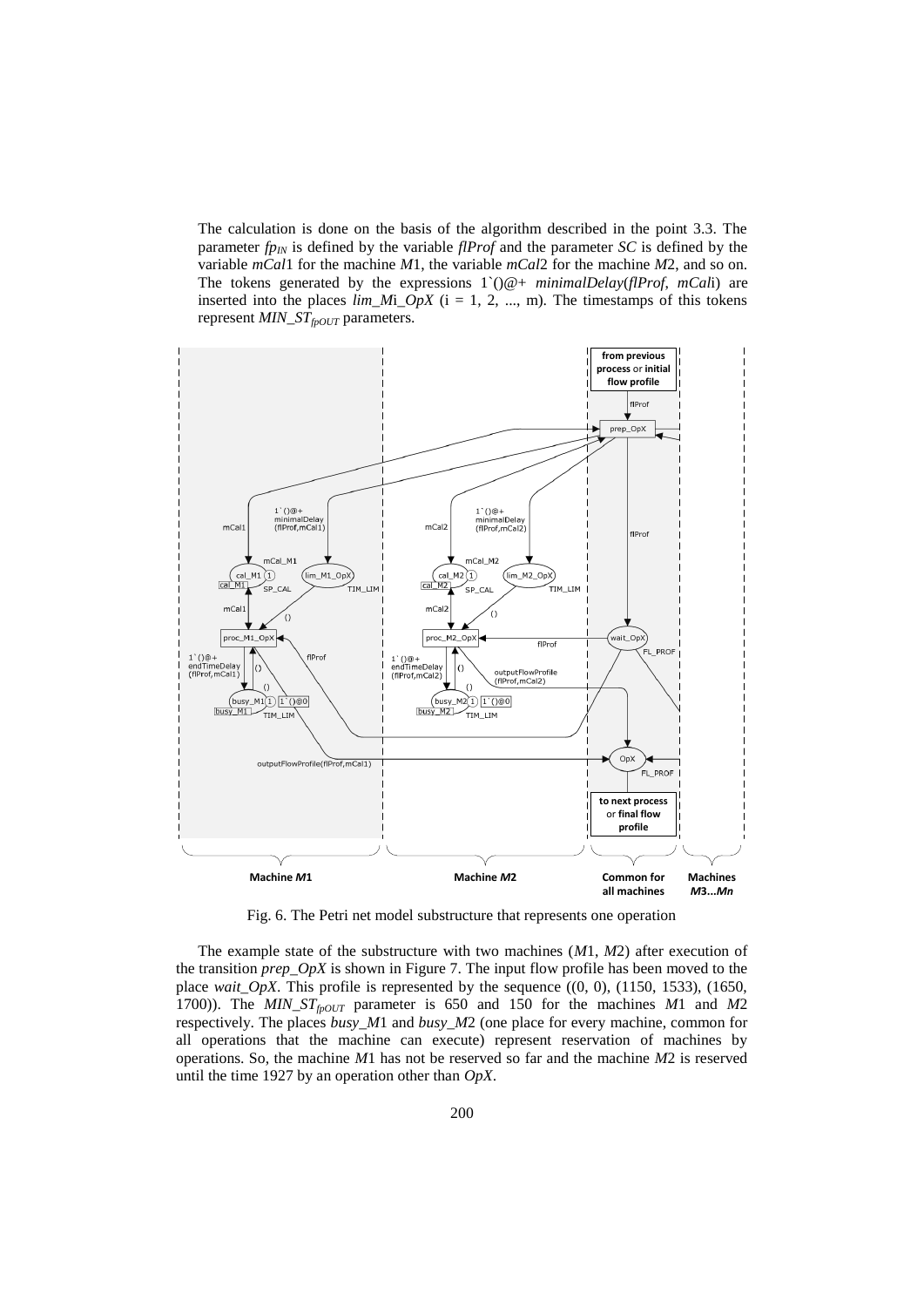The calculation is done on the basis of the algorithm described in the point 3.3. The parameter $fp_{IN}$ is defined by the variable *flProf* and the parameter *SC* is defined by the variable *mCal*1 for the machine *M*1, the variable *mCal*2 for the machine *M*2, and so on. The tokens generated by the expressions 1`()@+ *minimalDelay*(*flProf*, *mCal*i) are inserted into the places *lim_M*i*_OpX* (i = 1, 2, ..., m). The timestamps of this tokens represent $MIN\_ST_{fpOUT}$ parameters.

from previous process or initial flow profile

flProf

prep_OpX

1`()@+ minimalDelay (flProf,mCal1)

mCal1

1`()@+ minimalDelay (flProf,mCal2)

mCal2

flProf

mCal_M1

cal_M1 1

cal_M1

SP_CAL

lim_M1_OpX

TIM_LIM

mCal_M2

cal_M2 1

cal_M2

SP_CAL

lim_M2_OpX

TIM_LIM

mCal1

()

mCal2

()

proc_M1_OpX

proc_M2_OpX

flProf

wait_OpX

FL_PROF

1`()@+ endTimeDelay (flProf,mCal1)

()

flProf

1`()@+ endTimeDelay (flProf,mCal2)

()

outputFlowProfile (flProf,mCal2)

()

busy_M1 1

1`()@0

busy_M1

TIM_LIM

()

busy_M2 1

1`()@0

busy_M2

TIM_LIM

outputFlowProfile(flProf,mCal1)

OpX

FL_PROF

to next process or final flow profile

Machine *M*1

Machine *M*2

Common for all machines

Machines *M*3...*Mn*

Fig. 6. The Petri net model substructure that represents one operation

The example state of the substructure with two machines (*M*1, *M*2) after execution of the transition *prep_OpX* is shown in Figure 7. The input flow profile has been moved to the place *wait_OpX*. This profile is represented by the sequence ((0, 0), (1150, 1533), (1650, 1700)). The $MIN\_ST_{fpOUT}$ parameter is 650 and 150 for the machines *M*1 and *M*2 respectively. The places *busy_M*1 and *busy_M*2 (one place for every machine, common for all operations that the machine can execute) represent reservation of machines by operations. So, the machine *M*1 has not be reserved so far and the machine *M*2 is reserved until the time 1927 by an operation other than *OpX*.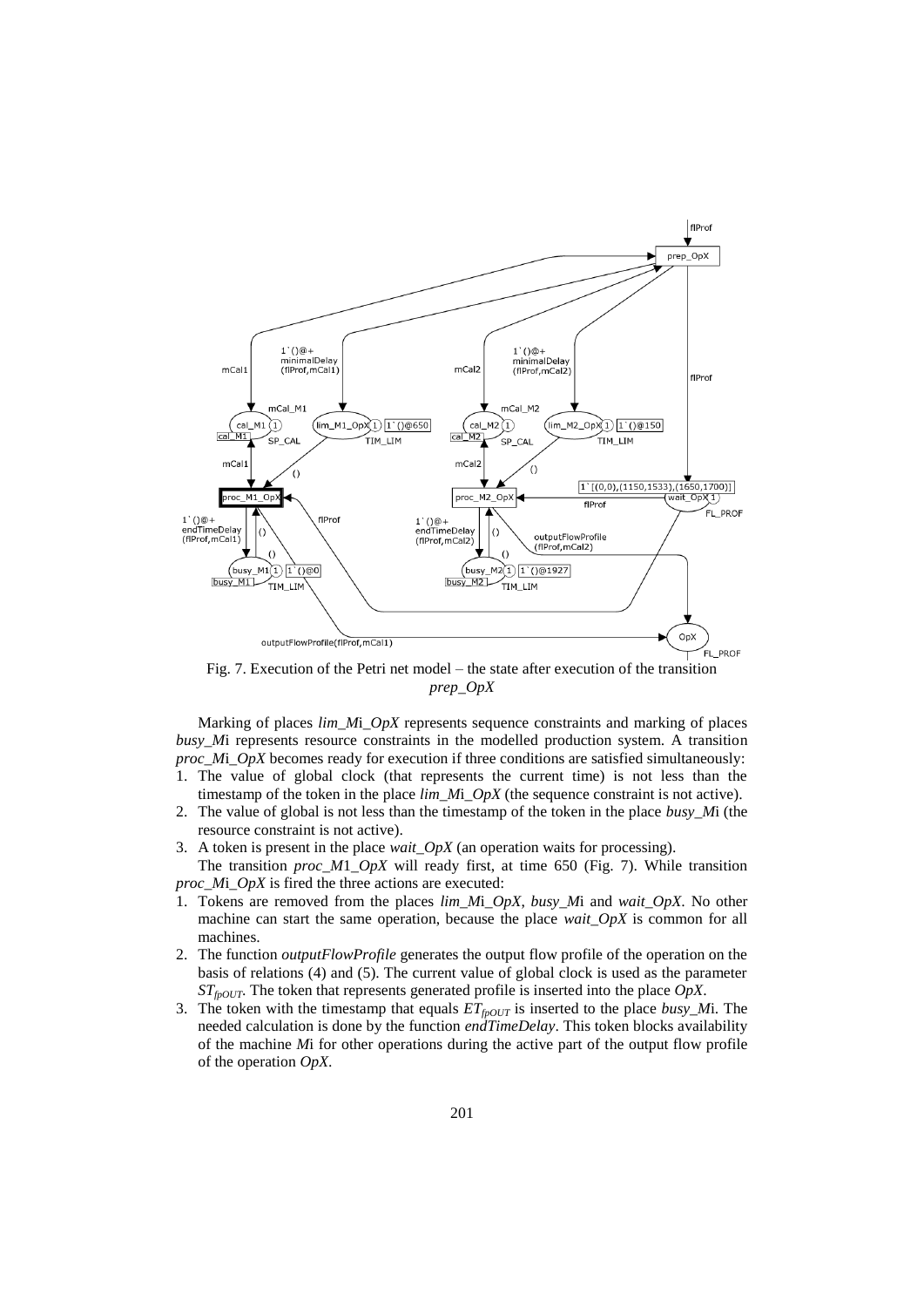flProf

prep_OpX

1`()@+
minimalDelay
(flProf,mCal1)

1`()@+
minimalDelay
(flProf,mCal2)

mCal1

mCal2

flProf

mCal_M1

mCal_M2

cal_M1 1

lim_M1_OpX 1 1`()@650

cal_M2 1

lim_M2_OpX 1 1`()@150

cal_M1 SP_CAL

TIM_LIM

cal_M2 SP_CAL

TIM_LIM

mCal1

()

mCal2

()

1`[(0,0),(1150,1533),(1650,1700)]

proc_M1_OpX

proc_M2_OpX

flProf

wait_OpX 1

flProf

FL_PROF

1`()@+
endTimeDelay
(flProf,mCal1)

()

1`()@+
endTimeDelay
(flProf,mCal2)

()

outputFlowProfile
(flProf,mCal2)

()

()

busy_M1 1 1`()@0

busy_M2 1 1`()@1927

busy_M1 TIM_LIM

busy_M2 TIM_LIM

OpX

outputFlowProfile(flProf,mCal1)

FL_PROF

Fig. 7. Execution of the Petri net model – the state after execution of the transition *prep_OpX*

Marking of places *lim_M*i*_OpX* represents sequence constraints and marking of places *busy_M*i represents resource constraints in the modelled production system. A transition *proc_M*i*_OpX* becomes ready for execution if three conditions are satisfied simultaneously:

1. The value of global clock (that represents the current time) is not less than the timestamp of the token in the place *lim_M*i*_OpX* (the sequence constraint is not active).
2. The value of global is not less than the timestamp of the token in the place *busy_M*i (the resource constraint is not active).
3. A token is present in the place *wait_OpX* (an operation waits for processing).

The transition *proc_M*1*_OpX* will ready first, at time 650 (Fig. 7). While transition *proc_M*i*_OpX* is fired the three actions are executed:

1. Tokens are removed from the places *lim_M*i*_OpX*, *busy_M*i and *wait_OpX*. No other machine can start the same operation, because the place *wait_OpX* is common for all machines.
2. The function *outputFlowProfile* generates the output flow profile of the operation on the basis of relations (4) and (5). The current value of global clock is used as the parameter $ST_{fpOUT}$. The token that represents generated profile is inserted into the place *OpX*.
3. The token with the timestamp that equals $ET_{fpOUT}$ is inserted to the place *busy_M*i. The needed calculation is done by the function *endTimeDelay*. This token blocks availability of the machine *M*i for other operations during the active part of the output flow profile of the operation *OpX*.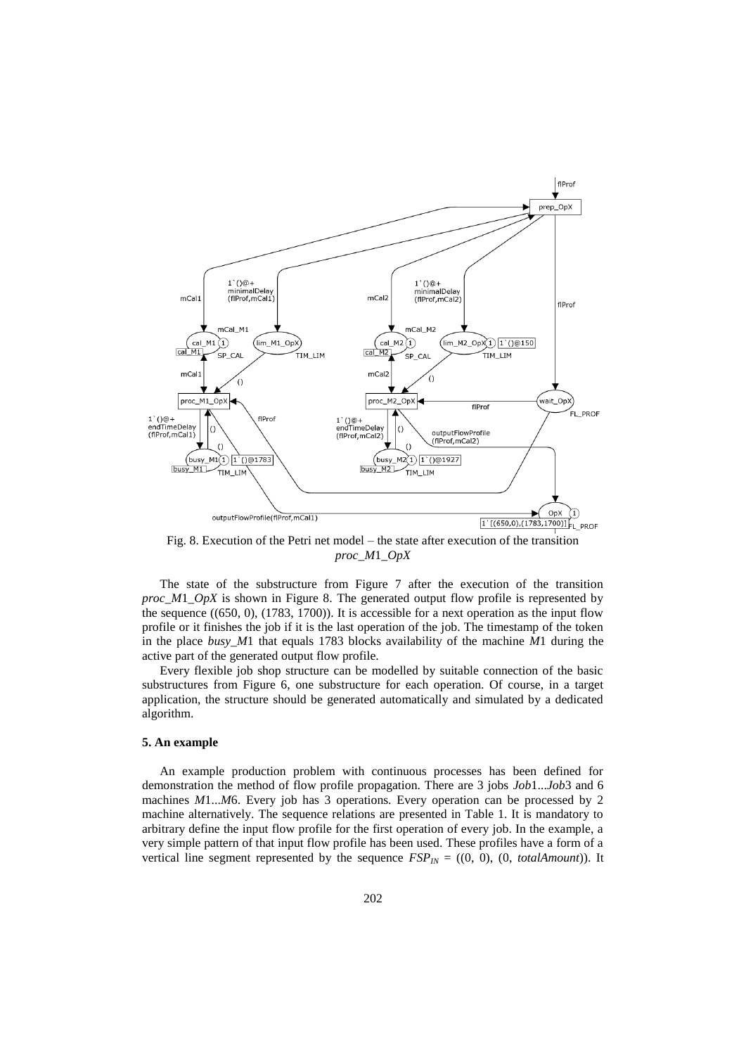flProf

prep_OpX

1`()@+
minimalDelay
(flProf,mCal1)

1`()@+
minimalDelay
(flProf,mCal2)

mCal1

mCal2

flProf

mCal_M1

mCal_M2

cal_M1

lim_M1_OpX

cal_M2

lim_M2_OpX

1`()@150

SP_CAL

TIM_LIM

SP_CAL

TIM_LIM

mCal1

mCal2

()

()

proc_M1_OpX

proc_M2_OpX

flProf

wait_OpX

FL_PROF

1`()@+
endTimeDelay
(flProf,mCal1)

flProf

1`()@+
endTimeDelay
(flProf,mCal2)

outputFlowProfile
(flProf,mCal2)

()

()

()

()

busy_M1

1`()@1783

busy_M2

1`()@1927

TIM_LIM

TIM_LIM

outputFlowProfile(flProf,mCal1)

OpX

1`[(650,0),(1783,1700)]

FL_PROF

Fig. 8. Execution of the Petri net model – the state after execution of the transition *proc_M1_OpX*

The state of the substructure from Figure 7 after the execution of the transition *proc_M1_OpX* is shown in Figure 8. The generated output flow profile is represented by the sequence ((650, 0), (1783, 1700)). It is accessible for a next operation as the input flow profile or it finishes the job if it is the last operation of the job. The timestamp of the token in the place *busy_M*1 that equals 1783 blocks availability of the machine *M*1 during the active part of the generated output flow profile.

Every flexible job shop structure can be modelled by suitable connection of the basic substructures from Figure 6, one substructure for each operation. Of course, in a target application, the structure should be generated automatically and simulated by a dedicated algorithm.

## 5. An example

An example production problem with continuous processes has been defined for demonstration the method of flow profile propagation. There are 3 jobs *Job*1...*Job*3 and 6 machines *M*1...*M*6. Every job has 3 operations. Every operation can be processed by 2 machine alternatively. The sequence relations are presented in Table 1. It is mandatory to arbitrary define the input flow profile for the first operation of every job. In the example, a very simple pattern of that input flow profile has been used. These profiles have a form of a vertical line segment represented by the sequence $FSP_{IN}$ = ((0, 0), (0, *totalAmount*)). It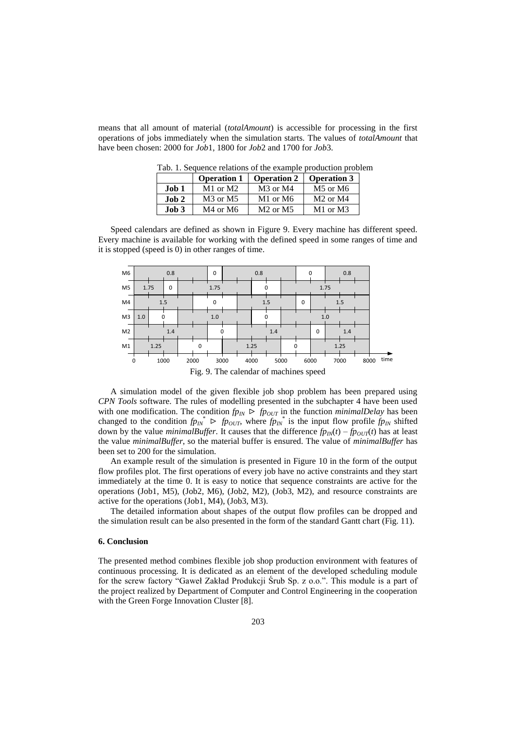means that all amount of material (*totalAmount*) is accessible for processing in the first operations of jobs immediately when the simulation starts. The values of *totalAmount* that have been chosen: 2000 for *Job*1, 1800 for *Job*2 and 1700 for *Job*3.

Tab. 1. Sequence relations of the example production problem

| | Operation 1 | Operation 2 | Operation 3 |
|---|---|---|---|
| **Job 1** | M1 or M2 | M3 or M4 | M5 or M6 |
| **Job 2** | M3 or M5 | M1 or M6 | M2 or M4 |
| **Job 3** | M4 or M6 | M2 or M5 | M1 or M3 |

Speed calendars are defined as shown in Figure 9. Every machine has different speed. Every machine is available for working with the defined speed in some ranges of time and it is stopped (speed is 0) in other ranges of time.

M6 0.8 0 0.8 0 0.8
M5 1.75 0 1.75 0 1.75
M4 1.5 0 1.5 0 1.5
M3 1.0 0 1.0 0 1.0
M2 1.4 0 1.4 0 1.4
M1 1.25 0 1.25 0 1.25
0 1000 2000 3000 4000 5000 6000 7000 8000 time

Fig. 9. The calendar of machines speed

A simulation model of the given flexible job shop problem has been prepared using *CPN Tools* software. The rules of modelling presented in the subchapter 4 have been used with one modification. The condition $fp_{IN} \rhd fp_{OUT}$ in the function *minimalDelay* has been changed to the condition $fp_{IN}^{*} \rhd fp_{OUT}$, where $fp_{IN}^{*}$ is the input flow profile $fp_{IN}$ shifted down by the value *minimalBuffer*. It causes that the difference $fp_{IN}(t) - fp_{OUT}(t)$ has at least the value *minimalBuffer*, so the material buffer is ensured. The value of *minimalBuffer* has been set to 200 for the simulation.

An example result of the simulation is presented in Figure 10 in the form of the output flow profiles plot. The first operations of every job have no active constraints and they start immediately at the time 0. It is easy to notice that sequence constraints are active for the operations (Job1, M5), (Job2, M6), (Job2, M2), (Job3, M2), and resource constraints are active for the operations (Job1, M4), (Job3, M3).

The detailed information about shapes of the output flow profiles can be dropped and the simulation result can be also presented in the form of the standard Gantt chart (Fig. 11).

### 6. Conclusion

The presented method combines flexible job shop production environment with features of continuous processing. It is dedicated as an element of the developed scheduling module for the screw factory "Gaweł Zakład Produkcji Śrub Sp. z o.o.". This module is a part of the project realized by Department of Computer and Control Engineering in the cooperation with the Green Forge Innovation Cluster [8].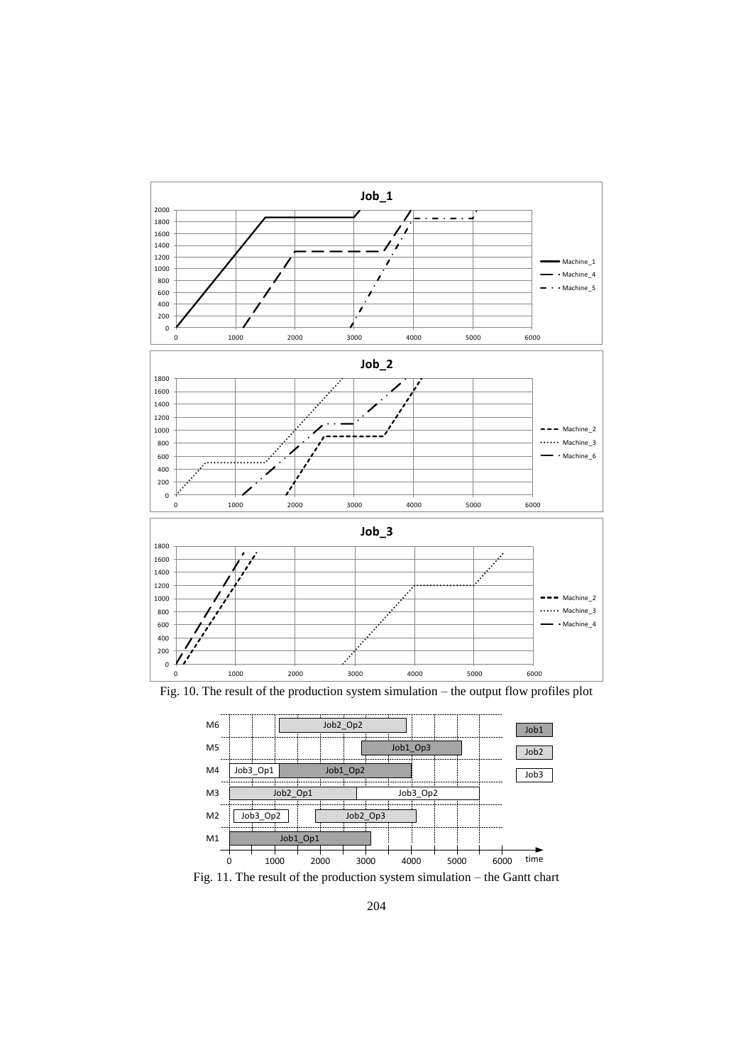Job_1

2000
1800
1600
1400
1200
1000
800
600
400
200
0

0 1000 2000 3000 4000 5000 6000

Machine_1
Machine_4
Machine_5

Job_2

1800
1600
1400
1200
1000
800
600
400
200
0

0 1000 2000 3000 4000 5000 6000

Machine_2
Machine_3
Machine_6

Job_3

1800
1600
1400
1200
1000
800
600
400
200
0

0 1000 2000 3000 4000 5000 6000

Machine_2
Machine_3
Machine_4

Fig. 10. The result of the production system simulation – the output flow profiles plot

M6 Job2_Op2
M5 Job1_Op3
M4 Job3_Op1 Job1_Op2
M3 Job2_Op1 Job3_Op2
M2 Job3_Op2 Job2_Op3
M1 Job1_Op1

0 1000 2000 3000 4000 5000 6000 time

Job1
Job2
Job3

Fig. 11. The result of the production system simulation – the Gantt chart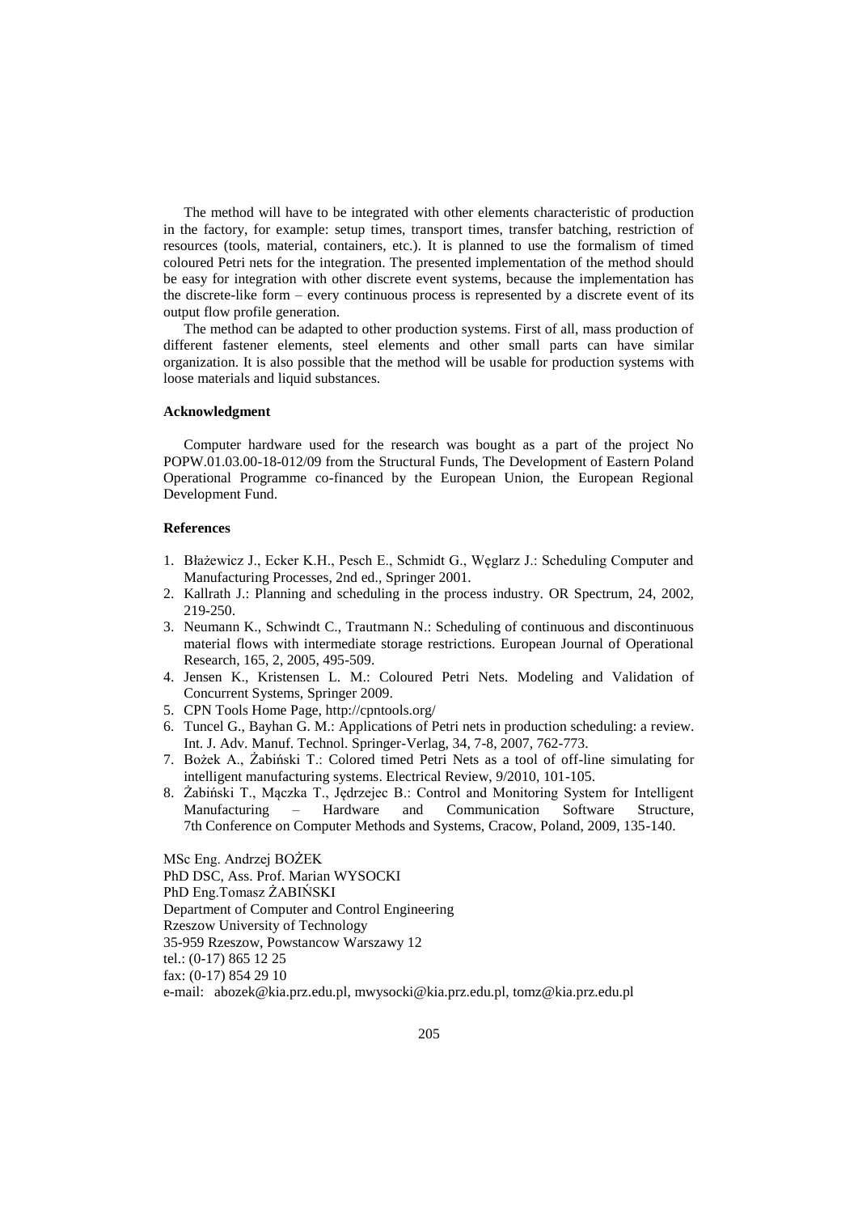The method will have to be integrated with other elements characteristic of production in the factory, for example: setup times, transport times, transfer batching, restriction of resources (tools, material, containers, etc.). It is planned to use the formalism of timed coloured Petri nets for the integration. The presented implementation of the method should be easy for integration with other discrete event systems, because the implementation has the discrete-like form – every continuous process is represented by a discrete event of its output flow profile generation.

The method can be adapted to other production systems. First of all, mass production of different fastener elements, steel elements and other small parts can have similar organization. It is also possible that the method will be usable for production systems with loose materials and liquid substances.

#### Acknowledgment

Computer hardware used for the research was bought as a part of the project No POPW.01.03.00-18-012/09 from the Structural Funds, The Development of Eastern Poland Operational Programme co-financed by the European Union, the European Regional Development Fund.

#### References

1. Błażewicz J., Ecker K.H., Pesch E., Schmidt G., Węglarz J.: Scheduling Computer and Manufacturing Processes, 2nd ed., Springer 2001.
2. Kallrath J.: Planning and scheduling in the process industry. OR Spectrum, 24, 2002, 219-250.
3. Neumann K., Schwindt C., Trautmann N.: Scheduling of continuous and discontinuous material flows with intermediate storage restrictions. European Journal of Operational Research, 165, 2, 2005, 495-509.
4. Jensen K., Kristensen L. M.: Coloured Petri Nets. Modeling and Validation of Concurrent Systems, Springer 2009.
5. CPN Tools Home Page, http://cpntools.org/
6. Tuncel G., Bayhan G. M.: Applications of Petri nets in production scheduling: a review. Int. J. Adv. Manuf. Technol. Springer-Verlag, 34, 7-8, 2007, 762-773.
7. Bożek A., Żabiński T.: Colored timed Petri Nets as a tool of off-line simulating for intelligent manufacturing systems. Electrical Review, 9/2010, 101-105.
8. Żabiński T., Mączka T., Jędrzejec B.: Control and Monitoring System for Intelligent Manufacturing – Hardware and Communication Software Structure, 7th Conference on Computer Methods and Systems, Cracow, Poland, 2009, 135-140.

MSc Eng. Andrzej BOŻEK
PhD DSC, Ass. Prof. Marian WYSOCKI
PhD Eng.Tomasz ŻABIŃSKI
Department of Computer and Control Engineering
Rzeszow University of Technology
35-959 Rzeszow, Powstancow Warszawy 12
tel.: (0-17) 865 12 25
fax: (0-17) 854 29 10
e-mail: abozek@kia.prz.edu.pl, mwysocki@kia.prz.edu.pl, tomz@kia.prz.edu.pl